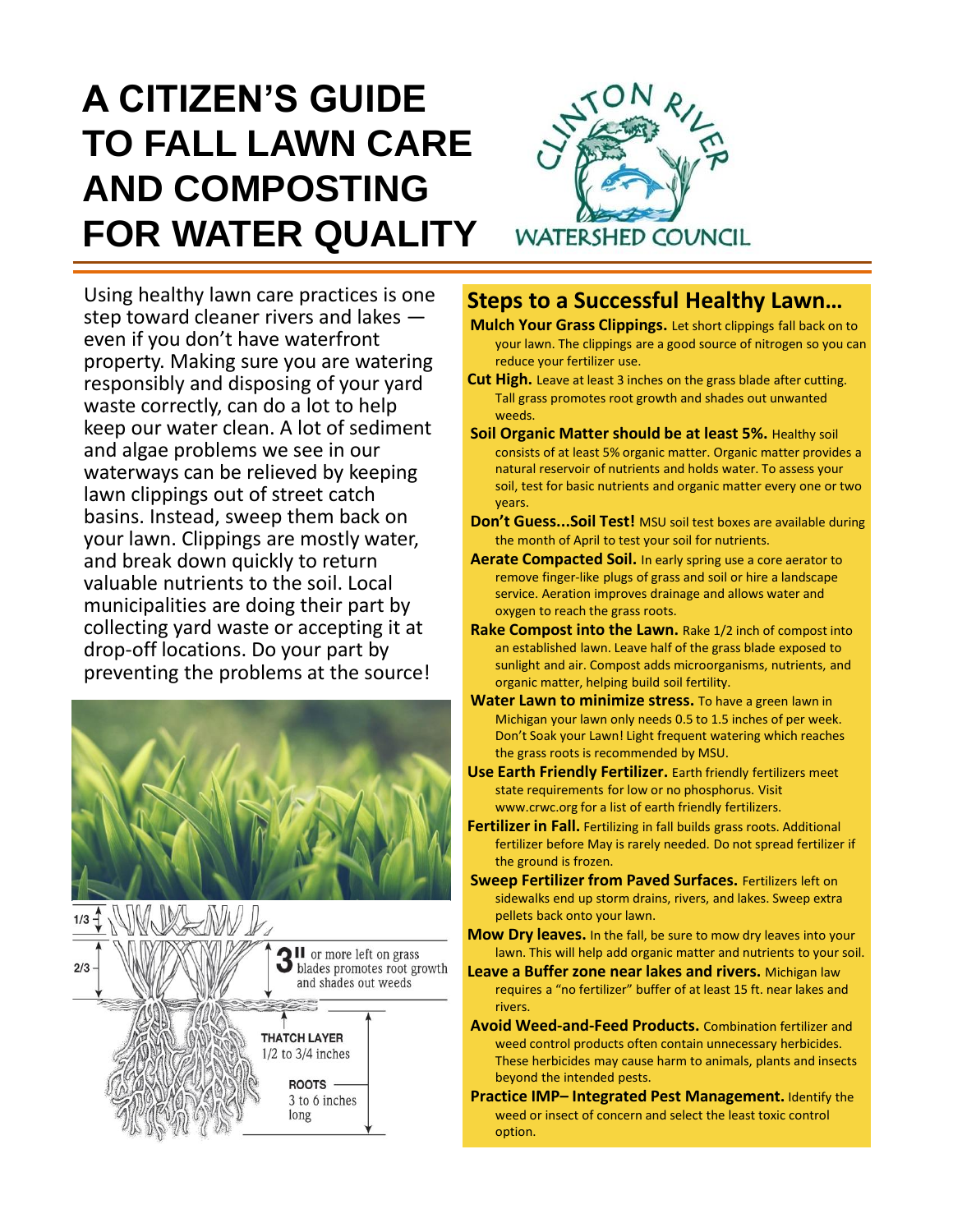# A CITIZEN'S GUIDE TO FALL LAWN CARE AND COMPOSTING FOR WATER QUALITY

CLINTON RIVER WATERSHED COUNCIL

Using healthy lawn care practices is one step toward cleaner rivers and lakes — even if you don't have waterfront property. Making sure you are watering responsibly and disposing of your yard waste correctly, can do a lot to help keep our water clean. A lot of sediment and algae problems we see in our waterways can be relieved by keeping lawn clippings out of street catch basins. Instead, sweep them back on your lawn. Clippings are mostly water, and break down quickly to return valuable nutrients to the soil. Local municipalities are doing their part by collecting yard waste or accepting it at drop-off locations. Do your part by preventing the problems at the source!

1/3

2/3

**3"** or more left on grass blades promotes root growth and shades out weeds

THATCH LAYER 1/2 to 3/4 inches

ROOTS 3 to 6 inches long

## Steps to a Successful Healthy Lawn…

**Mulch Your Grass Clippings.** Let short clippings fall back on to your lawn. The clippings are a good source of nitrogen so you can reduce your fertilizer use.

**Cut High.** Leave at least 3 inches on the grass blade after cutting. Tall grass promotes root growth and shades out unwanted weeds.

**Soil Organic Matter should be at least 5%.** Healthy soil consists of at least 5% organic matter. Organic matter provides a natural reservoir of nutrients and holds water. To assess your soil, test for basic nutrients and organic matter every one or two years.

**Don't Guess...Soil Test!** MSU soil test boxes are available during the month of April to test your soil for nutrients.

**Aerate Compacted Soil.** In early spring use a core aerator to remove finger-like plugs of grass and soil or hire a landscape service. Aeration improves drainage and allows water and oxygen to reach the grass roots.

**Rake Compost into the Lawn.** Rake 1/2 inch of compost into an established lawn. Leave half of the grass blade exposed to sunlight and air. Compost adds microorganisms, nutrients, and organic matter, helping build soil fertility.

**Water Lawn to minimize stress.** To have a green lawn in Michigan your lawn only needs 0.5 to 1.5 inches of per week. Don't Soak your Lawn! Light frequent watering which reaches the grass roots is recommended by MSU.

**Use Earth Friendly Fertilizer.** Earth friendly fertilizers meet state requirements for low or no phosphorus. Visit www.crwc.org for a list of earth friendly fertilizers.

**Fertilizer in Fall.** Fertilizing in fall builds grass roots. Additional fertilizer before May is rarely needed. Do not spread fertilizer if the ground is frozen.

**Sweep Fertilizer from Paved Surfaces.** Fertilizers left on sidewalks end up storm drains, rivers, and lakes. Sweep extra pellets back onto your lawn.

**Mow Dry leaves.** In the fall, be sure to mow dry leaves into your lawn. This will help add organic matter and nutrients to your soil.

**Leave a Buffer zone near lakes and rivers.** Michigan law requires a "no fertilizer" buffer of at least 15 ft. near lakes and rivers.

**Avoid Weed-and-Feed Products.** Combination fertilizer and weed control products often contain unnecessary herbicides. These herbicides may cause harm to animals, plants and insects beyond the intended pests.

**Practice IMP– Integrated Pest Management.** Identify the weed or insect of concern and select the least toxic control option.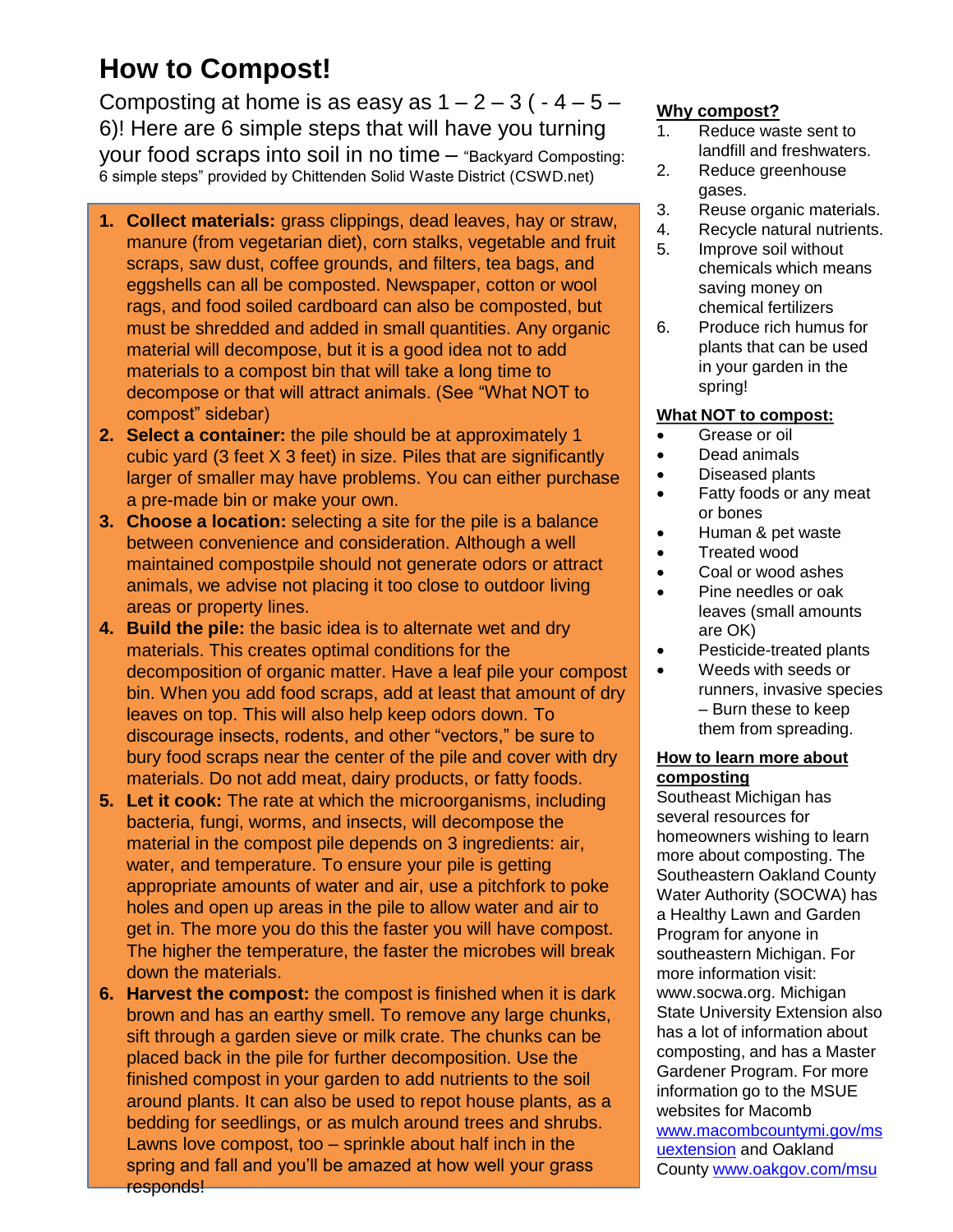# How to Compost!

Composting at home is as easy as 1 – 2 – 3 ( - 4 – 5 – 6)! Here are 6 simple steps that will have you turning your food scraps into soil in no time – "Backyard Composting: 6 simple steps" provided by Chittenden Solid Waste District (CSWD.net)

1. **Collect materials:** grass clippings, dead leaves, hay or straw, manure (from vegetarian diet), corn stalks, vegetable and fruit scraps, saw dust, coffee grounds, and filters, tea bags, and eggshells can all be composted. Newspaper, cotton or wool rags, and food soiled cardboard can also be composted, but must be shredded and added in small quantities. Any organic material will decompose, but it is a good idea not to add materials to a compost bin that will take a long time to decompose or that will attract animals. (See "What NOT to compost" sidebar)
2. **Select a container:** the pile should be at approximately 1 cubic yard (3 feet X 3 feet) in size. Piles that are significantly larger of smaller may have problems. You can either purchase a pre-made bin or make your own.
3. **Choose a location:** selecting a site for the pile is a balance between convenience and consideration. Although a well maintained compostpile should not generate odors or attract animals, we advise not placing it too close to outdoor living areas or property lines.
4. **Build the pile:** the basic idea is to alternate wet and dry materials. This creates optimal conditions for the decomposition of organic matter. Have a leaf pile your compost bin. When you add food scraps, add at least that amount of dry leaves on top. This will also help keep odors down. To discourage insects, rodents, and other "vectors," be sure to bury food scraps near the center of the pile and cover with dry materials. Do not add meat, dairy products, or fatty foods.
5. **Let it cook:** The rate at which the microorganisms, including bacteria, fungi, worms, and insects, will decompose the material in the compost pile depends on 3 ingredients: air, water, and temperature. To ensure your pile is getting appropriate amounts of water and air, use a pitchfork to poke holes and open up areas in the pile to allow water and air to get in. The more you do this the faster you will have compost. The higher the temperature, the faster the microbes will break down the materials.
6. **Harvest the compost:** the compost is finished when it is dark brown and has an earthy smell. To remove any large chunks, sift through a garden sieve or milk crate. The chunks can be placed back in the pile for further decomposition. Use the finished compost in your garden to add nutrients to the soil around plants. It can also be used to repot house plants, as a bedding for seedlings, or as mulch around trees and shrubs. Lawns love compost, too – sprinkle about half inch in the spring and fall and you'll be amazed at how well your grass responds!

## Why compost?

1. Reduce waste sent to landfill and freshwaters.
2. Reduce greenhouse gases.
3. Reuse organic materials.
4. Recycle natural nutrients.
5. Improve soil without chemicals which means saving money on chemical fertilizers
6. Produce rich humus for plants that can be used in your garden in the spring!

## What NOT to compost:

- Grease or oil
- Dead animals
- Diseased plants
- Fatty foods or any meat or bones
- Human & pet waste
- Treated wood
- Coal or wood ashes
- Pine needles or oak leaves (small amounts are OK)
- Pesticide-treated plants
- Weeds with seeds or runners, invasive species – Burn these to keep them from spreading.

## How to learn more about composting

Southeast Michigan has several resources for homeowners wishing to learn more about composting. The Southeastern Oakland County Water Authority (SOCWA) has a Healthy Lawn and Garden Program for anyone in southeastern Michigan. For more information visit: www.socwa.org. Michigan State University Extension also has a lot of information about composting, and has a Master Gardener Program. For more information go to the MSUE websites for Macomb www.macombcountymi.gov/msuextension and Oakland County www.oakgov.com/msu